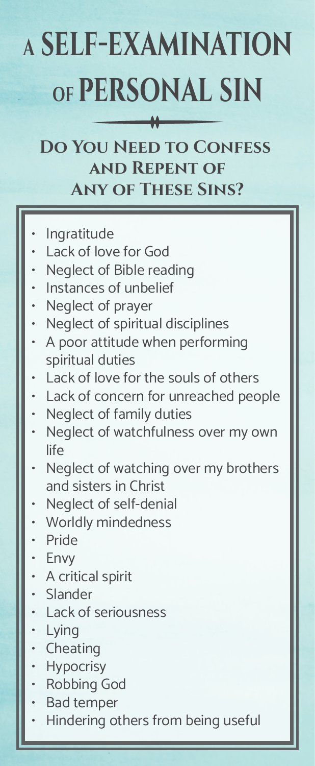# A SELF-EXAMINATION OF PERSONAL SIN

## Do You Need to Confess and Repent of Any of These Sins?

- Ingratitude
- Lack of love for God
- Neglect of Bible reading
- Instances of unbelief
- Neglect of prayer
- Neglect of spiritual disciplines
- A poor attitude when performing spiritual duties
- Lack of love for the souls of others
- Lack of concern for unreached people
- Neglect of family duties
- Neglect of watchfulness over my own life
- Neglect of watching over my brothers and sisters in Christ
- Neglect of self-denial
- Worldly mindedness
- Pride
- Envy
- A critical spirit
- Slander
- Lack of seriousness
- Lying
- Cheating
- Hypocrisy
- Robbing God
- Bad temper
- Hindering others from being useful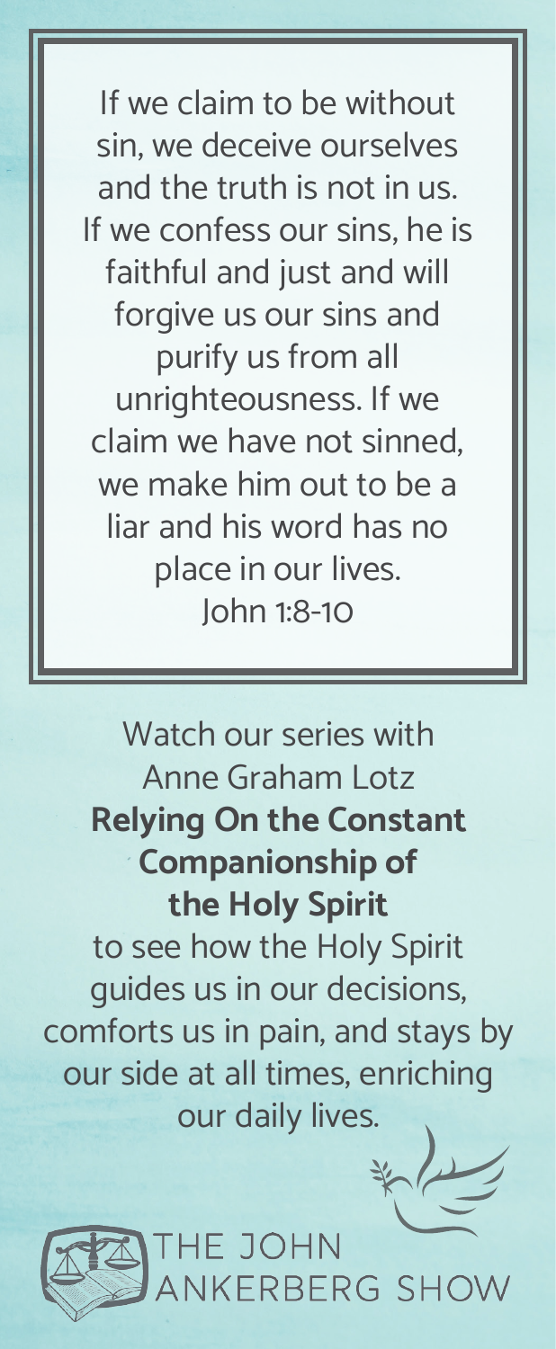If we claim to be without sin, we deceive ourselves and the truth is not in us. If we confess our sins, he is faithful and just and will forgive us our sins and purify us from all unrighteousness. If we claim we have not sinned, we make him out to be a liar and his word has no place in our lives.
John 1:8-10

Watch our series with Anne Graham Lotz **Relying On the Constant Companionship of the Holy Spirit** to see how the Holy Spirit guides us in our decisions, comforts us in pain, and stays by our side at all times, enriching our daily lives.

THE JOHN ANKERBERG SHOW